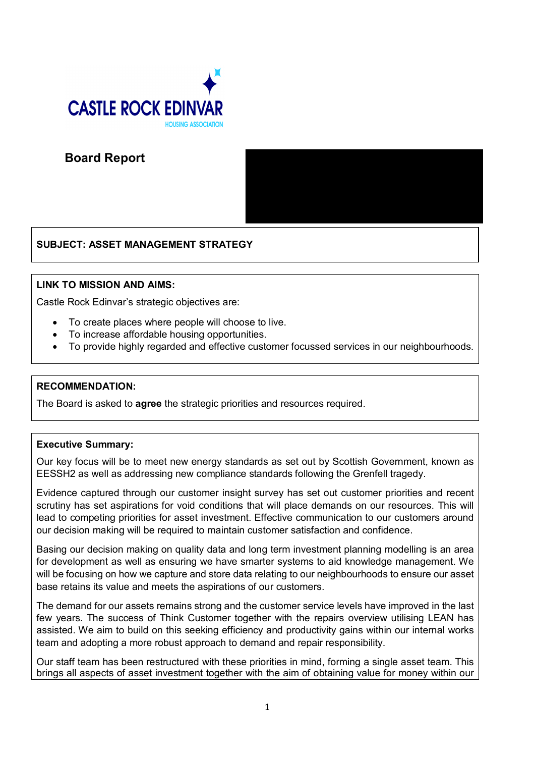CASTLE ROCK EDINVAR
HOUSING ASSOCIATION

# Board Report

**SUBJECT: ASSET MANAGEMENT STRATEGY**

**LINK TO MISSION AND AIMS:**

Castle Rock Edinvar's strategic objectives are:

- To create places where people will choose to live.
- To increase affordable housing opportunities.
- To provide highly regarded and effective customer focussed services in our neighbourhoods.

**RECOMMENDATION:**

The Board is asked to **agree** the strategic priorities and resources required.

**Executive Summary:**

Our key focus will be to meet new energy standards as set out by Scottish Government, known as EESSH2 as well as addressing new compliance standards following the Grenfell tragedy.

Evidence captured through our customer insight survey has set out customer priorities and recent scrutiny has set aspirations for void conditions that will place demands on our resources. This will lead to competing priorities for asset investment. Effective communication to our customers around our decision making will be required to maintain customer satisfaction and confidence.

Basing our decision making on quality data and long term investment planning modelling is an area for development as well as ensuring we have smarter systems to aid knowledge management. We will be focusing on how we capture and store data relating to our neighbourhoods to ensure our asset base retains its value and meets the aspirations of our customers.

The demand for our assets remains strong and the customer service levels have improved in the last few years. The success of Think Customer together with the repairs overview utilising LEAN has assisted. We aim to build on this seeking efficiency and productivity gains within our internal works team and adopting a more robust approach to demand and repair responsibility.

Our staff team has been restructured with these priorities in mind, forming a single asset team. This brings all aspects of asset investment together with the aim of obtaining value for money within our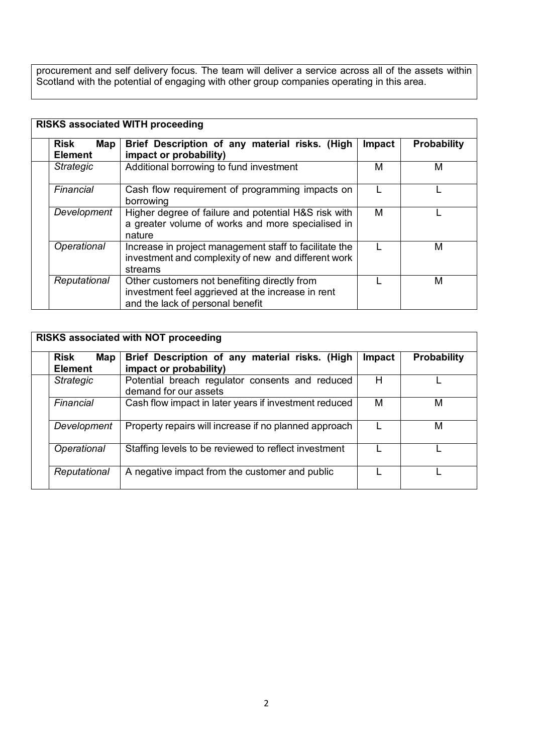procurement and self delivery focus. The team will deliver a service across all of the assets within Scotland with the potential of engaging with other group companies operating in this area.

**RISKS associated WITH proceeding**

| Risk Map Element | Brief Description of any material risks. (High impact or probability) | Impact | Probability |
|---|---|---|---|
| *Strategic* | Additional borrowing to fund investment | M | M |
| *Financial* | Cash flow requirement of programming impacts on borrowing | L | L |
| *Development* | Higher degree of failure and potential H&S risk with a greater volume of works and more specialised in nature | M | L |
| *Operational* | Increase in project management staff to facilitate the investment and complexity of new and different work streams | L | M |
| *Reputational* | Other customers not benefiting directly from investment feel aggrieved at the increase in rent and the lack of personal benefit | L | M |

**RISKS associated with NOT proceeding**

| Risk Map Element | Brief Description of any material risks. (High impact or probability) | Impact | Probability |
|---|---|---|---|
| *Strategic* | Potential breach regulator consents and reduced demand for our assets | H | L |
| *Financial* | Cash flow impact in later years if investment reduced | M | M |
| *Development* | Property repairs will increase if no planned approach | L | M |
| *Operational* | Staffing levels to be reviewed to reflect investment | L | L |
| *Reputational* | A negative impact from the customer and public | L | L |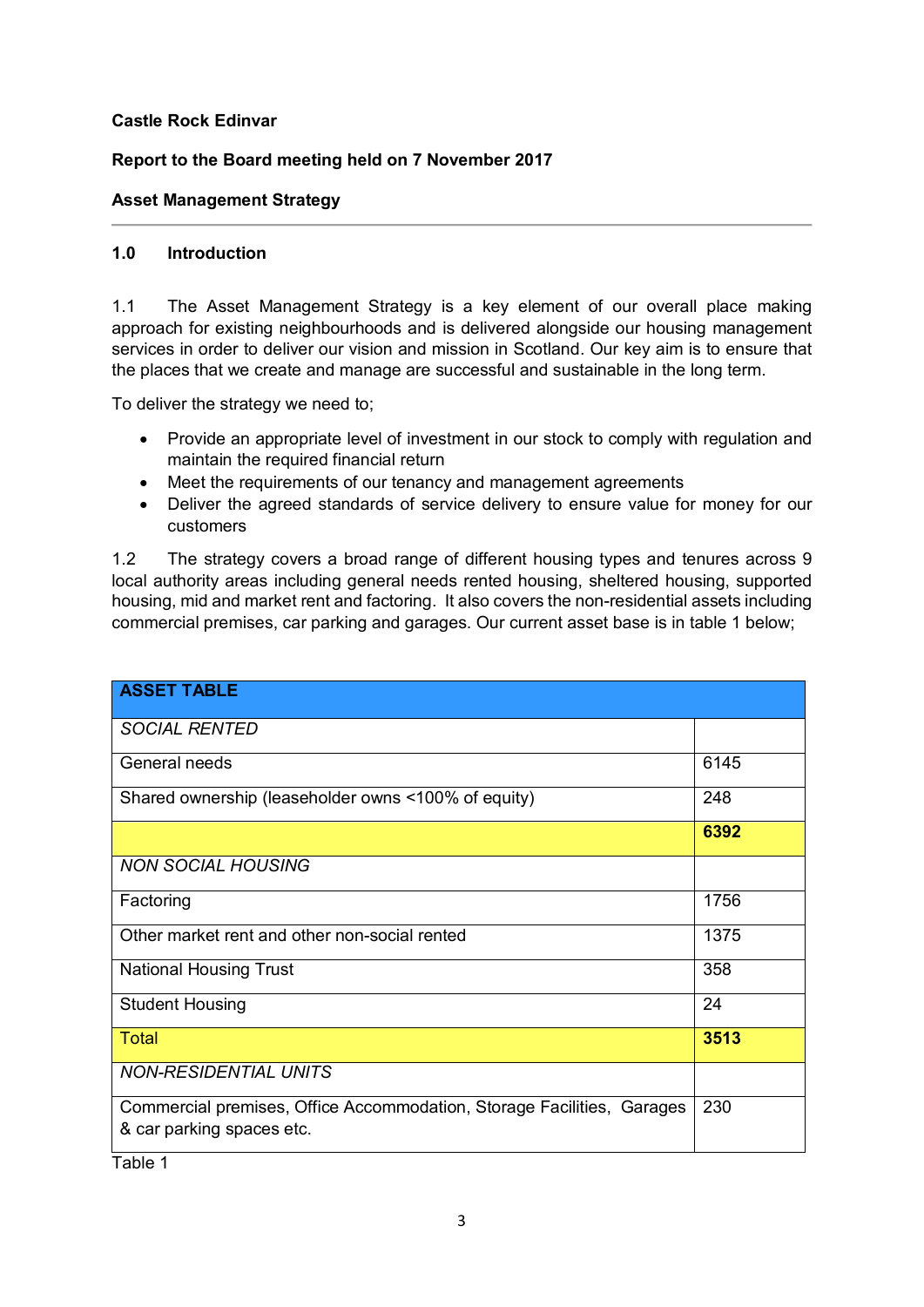**Castle Rock Edinvar**

**Report to the Board meeting held on 7 November 2017**

**Asset Management Strategy**

---

## 1.0 Introduction

1.1 The Asset Management Strategy is a key element of our overall place making approach for existing neighbourhoods and is delivered alongside our housing management services in order to deliver our vision and mission in Scotland. Our key aim is to ensure that the places that we create and manage are successful and sustainable in the long term.

To deliver the strategy we need to;

- Provide an appropriate level of investment in our stock to comply with regulation and maintain the required financial return
- Meet the requirements of our tenancy and management agreements
- Deliver the agreed standards of service delivery to ensure value for money for our customers

1.2 The strategy covers a broad range of different housing types and tenures across 9 local authority areas including general needs rented housing, sheltered housing, supported housing, mid and market rent and factoring. It also covers the non-residential assets including commercial premises, car parking and garages. Our current asset base is in table 1 below;

| **ASSET TABLE** | |
|---|---|
| *SOCIAL RENTED* | |
| General needs | 6145 |
| Shared ownership (leaseholder owns <100% of equity) | 248 |
| | **6392** |
| *NON SOCIAL HOUSING* | |
| Factoring | 1756 |
| Other market rent and other non-social rented | 1375 |
| National Housing Trust | 358 |
| Student Housing | 24 |
| Total | **3513** |
| *NON-RESIDENTIAL UNITS* | |
| Commercial premises, Office Accommodation, Storage Facilities, Garages & car parking spaces etc. | 230 |

Table 1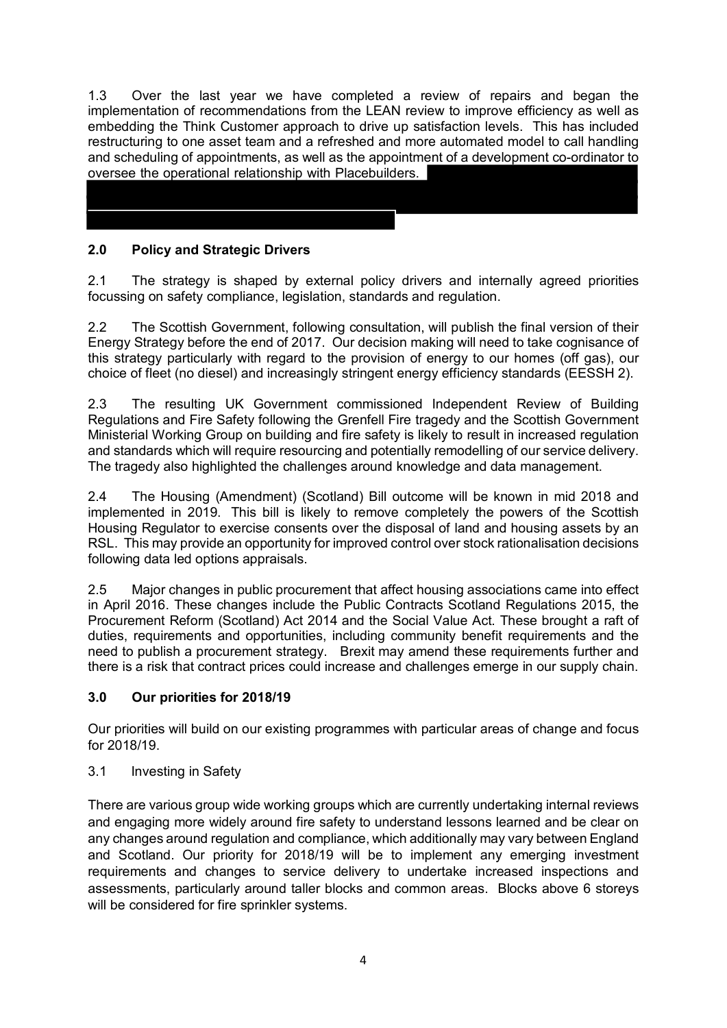1.3 Over the last year we have completed a review of repairs and began the implementation of recommendations from the LEAN review to improve efficiency as well as embedding the Think Customer approach to drive up satisfaction levels. This has included restructuring to one asset team and a refreshed and more automated model to call handling and scheduling of appointments, as well as the appointment of a development co-ordinator to oversee the operational relationship with Placebuilders.

## 2.0 Policy and Strategic Drivers

2.1 The strategy is shaped by external policy drivers and internally agreed priorities focussing on safety compliance, legislation, standards and regulation.

2.2 The Scottish Government, following consultation, will publish the final version of their Energy Strategy before the end of 2017. Our decision making will need to take cognisance of this strategy particularly with regard to the provision of energy to our homes (off gas), our choice of fleet (no diesel) and increasingly stringent energy efficiency standards (EESSH 2).

2.3 The resulting UK Government commissioned Independent Review of Building Regulations and Fire Safety following the Grenfell Fire tragedy and the Scottish Government Ministerial Working Group on building and fire safety is likely to result in increased regulation and standards which will require resourcing and potentially remodelling of our service delivery. The tragedy also highlighted the challenges around knowledge and data management.

2.4 The Housing (Amendment) (Scotland) Bill outcome will be known in mid 2018 and implemented in 2019. This bill is likely to remove completely the powers of the Scottish Housing Regulator to exercise consents over the disposal of land and housing assets by an RSL. This may provide an opportunity for improved control over stock rationalisation decisions following data led options appraisals.

2.5 Major changes in public procurement that affect housing associations came into effect in April 2016. These changes include the Public Contracts Scotland Regulations 2015, the Procurement Reform (Scotland) Act 2014 and the Social Value Act. These brought a raft of duties, requirements and opportunities, including community benefit requirements and the need to publish a procurement strategy. Brexit may amend these requirements further and there is a risk that contract prices could increase and challenges emerge in our supply chain.

## 3.0 Our priorities for 2018/19

Our priorities will build on our existing programmes with particular areas of change and focus for 2018/19.

### 3.1 Investing in Safety

There are various group wide working groups which are currently undertaking internal reviews and engaging more widely around fire safety to understand lessons learned and be clear on any changes around regulation and compliance, which additionally may vary between England and Scotland. Our priority for 2018/19 will be to implement any emerging investment requirements and changes to service delivery to undertake increased inspections and assessments, particularly around taller blocks and common areas. Blocks above 6 storeys will be considered for fire sprinkler systems.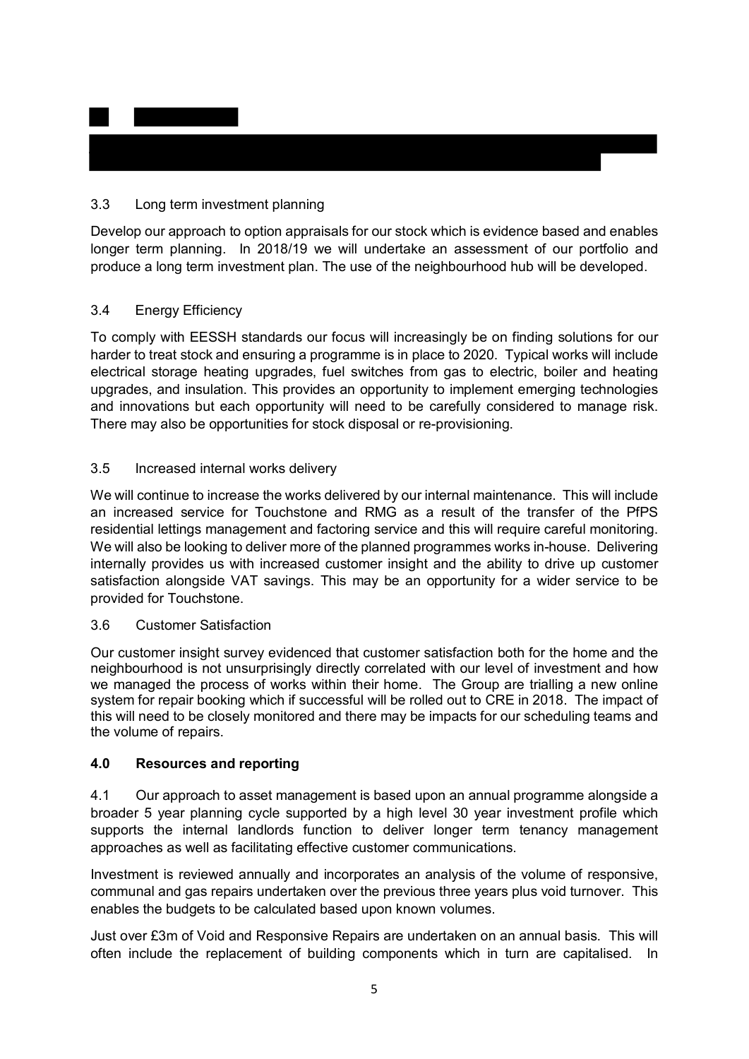3.3 Long term investment planning

Develop our approach to option appraisals for our stock which is evidence based and enables longer term planning. In 2018/19 we will undertake an assessment of our portfolio and produce a long term investment plan. The use of the neighbourhood hub will be developed.

3.4 Energy Efficiency

To comply with EESSH standards our focus will increasingly be on finding solutions for our harder to treat stock and ensuring a programme is in place to 2020. Typical works will include electrical storage heating upgrades, fuel switches from gas to electric, boiler and heating upgrades, and insulation. This provides an opportunity to implement emerging technologies and innovations but each opportunity will need to be carefully considered to manage risk. There may also be opportunities for stock disposal or re-provisioning.

3.5 Increased internal works delivery

We will continue to increase the works delivered by our internal maintenance. This will include an increased service for Touchstone and RMG as a result of the transfer of the PfPS residential lettings management and factoring service and this will require careful monitoring. We will also be looking to deliver more of the planned programmes works in-house. Delivering internally provides us with increased customer insight and the ability to drive up customer satisfaction alongside VAT savings. This may be an opportunity for a wider service to be provided for Touchstone.

3.6 Customer Satisfaction

Our customer insight survey evidenced that customer satisfaction both for the home and the neighbourhood is not unsurprisingly directly correlated with our level of investment and how we managed the process of works within their home. The Group are trialling a new online system for repair booking which if successful will be rolled out to CRE in 2018. The impact of this will need to be closely monitored and there may be impacts for our scheduling teams and the volume of repairs.

## 4.0 Resources and reporting

4.1 Our approach to asset management is based upon an annual programme alongside a broader 5 year planning cycle supported by a high level 30 year investment profile which supports the internal landlords function to deliver longer term tenancy management approaches as well as facilitating effective customer communications.

Investment is reviewed annually and incorporates an analysis of the volume of responsive, communal and gas repairs undertaken over the previous three years plus void turnover. This enables the budgets to be calculated based upon known volumes.

Just over £3m of Void and Responsive Repairs are undertaken on an annual basis. This will often include the replacement of building components which in turn are capitalised. In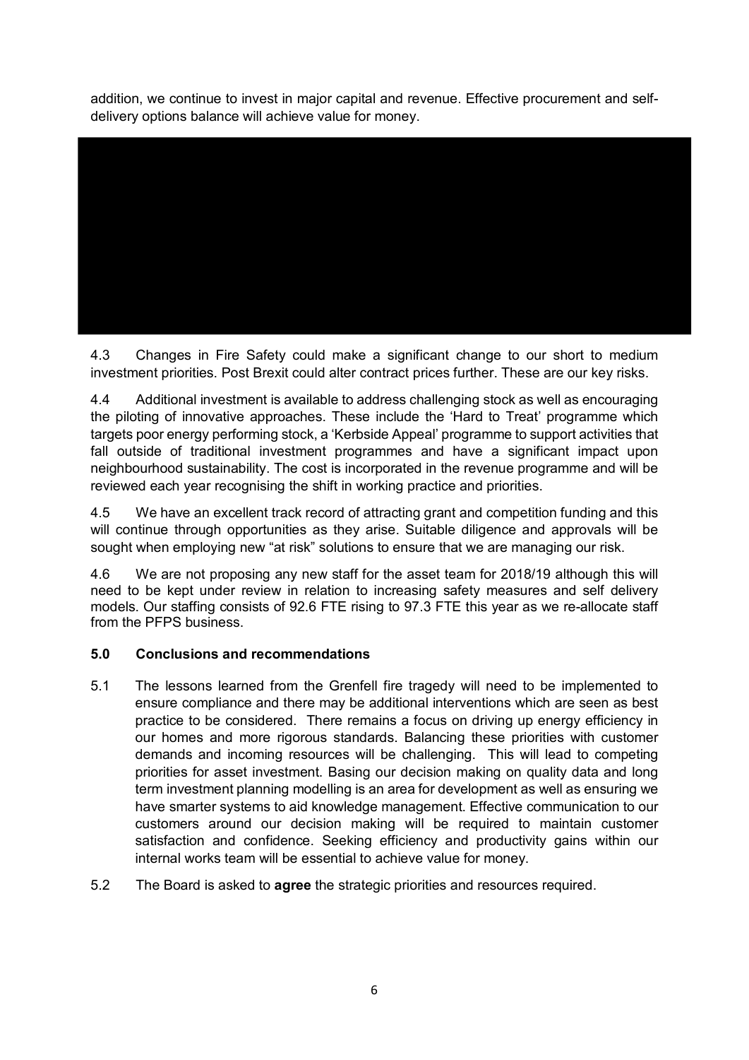addition, we continue to invest in major capital and revenue. Effective procurement and self-delivery options balance will achieve value for money.

4.3 Changes in Fire Safety could make a significant change to our short to medium investment priorities. Post Brexit could alter contract prices further. These are our key risks.

4.4 Additional investment is available to address challenging stock as well as encouraging the piloting of innovative approaches. These include the 'Hard to Treat' programme which targets poor energy performing stock, a 'Kerbside Appeal' programme to support activities that fall outside of traditional investment programmes and have a significant impact upon neighbourhood sustainability. The cost is incorporated in the revenue programme and will be reviewed each year recognising the shift in working practice and priorities.

4.5 We have an excellent track record of attracting grant and competition funding and this will continue through opportunities as they arise. Suitable diligence and approvals will be sought when employing new "at risk" solutions to ensure that we are managing our risk.

4.6 We are not proposing any new staff for the asset team for 2018/19 although this will need to be kept under review in relation to increasing safety measures and self delivery models. Our staffing consists of 92.6 FTE rising to 97.3 FTE this year as we re-allocate staff from the PFPS business.

## 5.0 Conclusions and recommendations

5.1 The lessons learned from the Grenfell fire tragedy will need to be implemented to ensure compliance and there may be additional interventions which are seen as best practice to be considered. There remains a focus on driving up energy efficiency in our homes and more rigorous standards. Balancing these priorities with customer demands and incoming resources will be challenging. This will lead to competing priorities for asset investment. Basing our decision making on quality data and long term investment planning modelling is an area for development as well as ensuring we have smarter systems to aid knowledge management. Effective communication to our customers around our decision making will be required to maintain customer satisfaction and confidence. Seeking efficiency and productivity gains within our internal works team will be essential to achieve value for money.

5.2 The Board is asked to **agree** the strategic priorities and resources required.